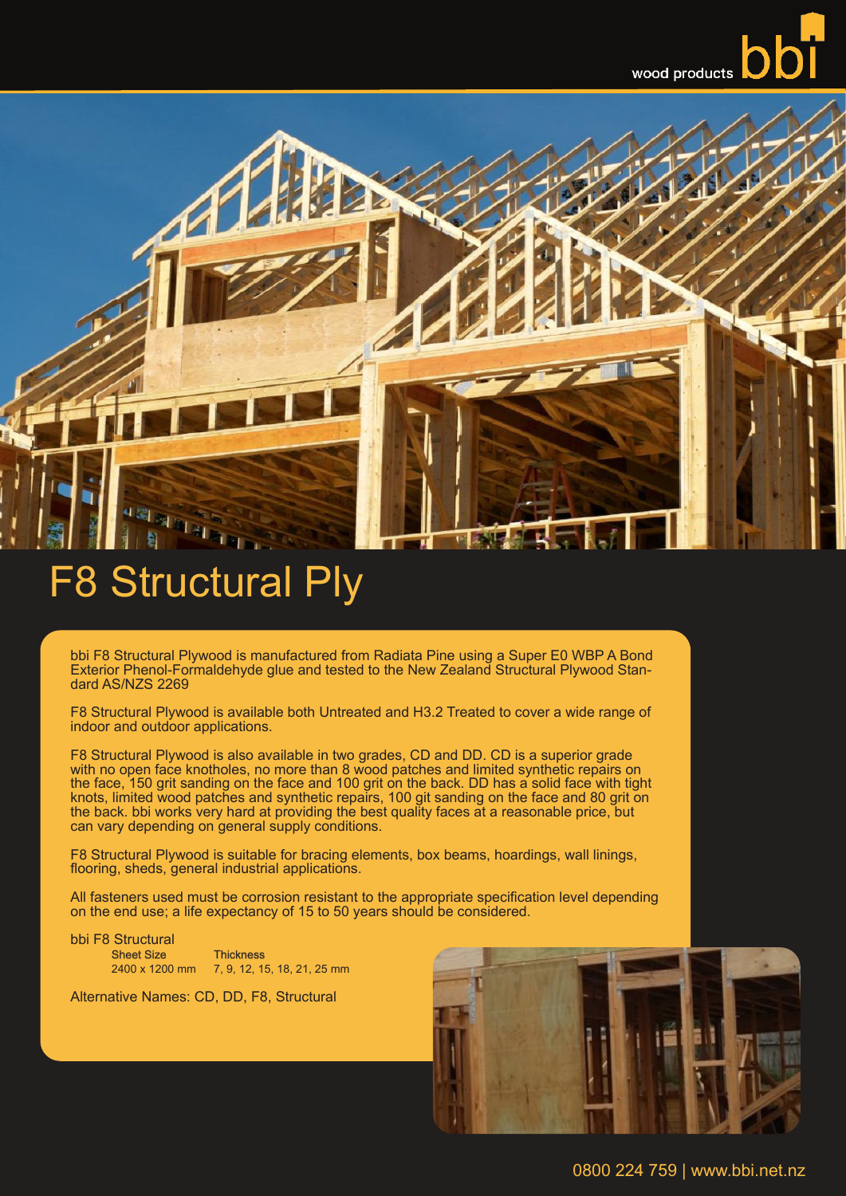wood products bbi

# F8 Structural Ply

bbi F8 Structural Plywood is manufactured from Radiata Pine using a Super E0 WBP A Bond Exterior Phenol-Formaldehyde glue and tested to the New Zealand Structural Plywood Standard AS/NZS 2269

F8 Structural Plywood is available both Untreated and H3.2 Treated to cover a wide range of indoor and outdoor applications.

F8 Structural Plywood is also available in two grades, CD and DD. CD is a superior grade with no open face knotholes, no more than 8 wood patches and limited synthetic repairs on the face, 150 grit sanding on the face and 100 grit on the back. DD has a solid face with tight knots, limited wood patches and synthetic repairs, 100 git sanding on the face and 80 grit on the back. bbi works very hard at providing the best quality faces at a reasonable price, but can vary depending on general supply conditions.

F8 Structural Plywood is suitable for bracing elements, box beams, hoardings, wall linings, flooring, sheds, general industrial applications.

All fasteners used must be corrosion resistant to the appropriate specification level depending on the end use; a life expectancy of 15 to 50 years should be considered.

bbi F8 Structural

| Sheet Size | Thickness |
|---|---|
| 2400 x 1200 mm | 7, 9, 12, 15, 18, 21, 25 mm |

Alternative Names: CD, DD, F8, Structural

0800 224 759 | www.bbi.net.nz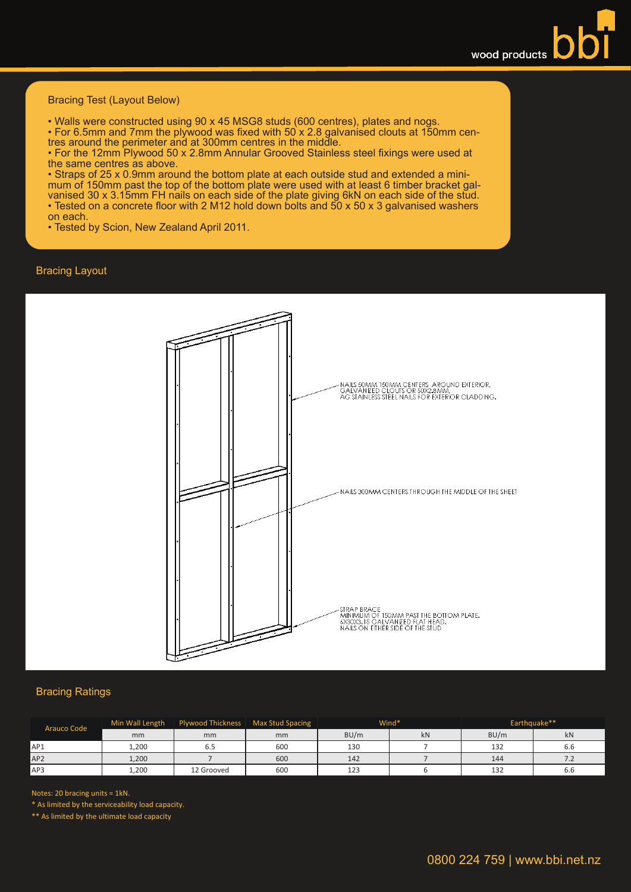## Bracing Test (Layout Below)

- Walls were constructed using 90 x 45 MSG8 studs (600 centres), plates and nogs.
- For 6.5mm and 7mm the plywood was fixed with 50 x 2.8 galvanised clouts at 150mm centres around the perimeter and at 300mm centres in the middle.
- For the 12mm Plywood 50 x 2.8mm Annular Grooved Stainless steel fixings were used at the same centres as above.
- Straps of 25 x 0.9mm around the bottom plate at each outside stud and extended a minimum of 150mm past the top of the bottom plate were used with at least 6 timber bracket galvanised 30 x 3.15mm FH nails on each side of the plate giving 6kN on each side of the stud.
- Tested on a concrete floor with 2 M12 hold down bolts and 50 x 50 x 3 galvanised washers on each.
- Tested by Scion, New Zealand April 2011.

## Bracing Layout

NAILS 50MM 150MM CENTERS AROUND EXTERIOR. GALVANIZED CLOUTS OR 50X2.8MM. AG STAINLESS STEEL NAILS FOR EXTERIOR CLADDING.

NAILS 300MM CENTERS THROUGH THE MIDDLE OF THE SHEET

STRAP BRACE MINIMUM OF 150MM PAST THE BOTTOM PLATE. 6X30X3.15 GALVANIZED FLAT HEAD. NAILS ON EITHER SIDE OF THE STUD

## Bracing Ratings

| Arauco Code | Min Wall Length | Plywood Thickness | Max Stud Spacing | Wind* | | Earthquake** | |
|---|---|---|---|---|---|---|---|
| | mm | mm | mm | BU/m | kN | BU/m | kN |
| AP1 | 1,200 | 6.5 | 600 | 130 | 7 | 132 | 6.6 |
| AP2 | 1,200 | 7 | 600 | 142 | 7 | 144 | 7.2 |
| AP3 | 1,200 | 12 Grooved | 600 | 123 | 6 | 132 | 6.6 |

Notes: 20 bracing units = 1kN.

* As limited by the serviceability load capacity.

** As limited by the ultimate load capacity

0800 224 759 | www.bbi.net.nz